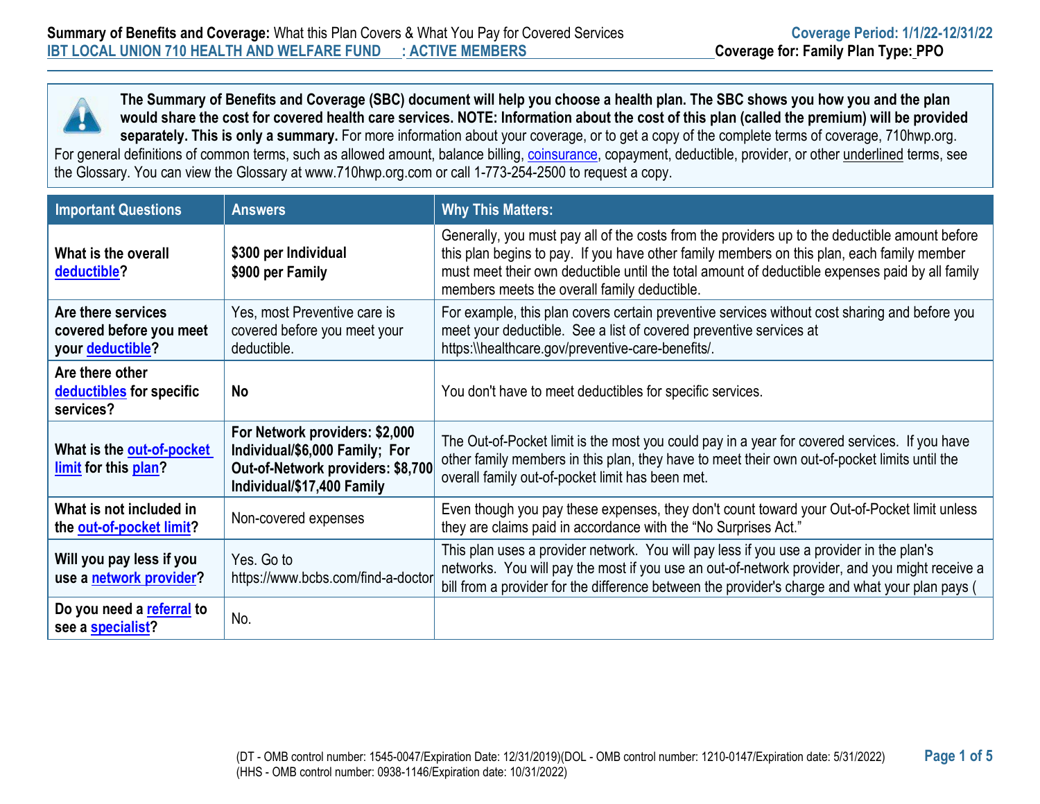**Summary of Benefits and Coverage:** What this Plan Covers & What You Pay for Covered Services

**IBT LOCAL UNION 710 HEALTH AND WELFARE FUND : ACTIVE MEMBERS**

**Coverage Period: 1/1/22-12/31/22**

**Coverage for: Family Plan Type: PPO**

**The Summary of Benefits and Coverage (SBC) document will help you choose a health plan. The SBC shows you how you and the plan would share the cost for covered health care services. NOTE: Information about the cost of this plan (called the premium) will be provided separately. This is only a summary.** For more information about your coverage, or to get a copy of the complete terms of coverage, 710hwp.org. For general definitions of common terms, such as allowed amount, balance billing, coinsurance, copayment, deductible, provider, or other underlined terms, see the Glossary. You can view the Glossary at www.710hwp.org.com or call 1-773-254-2500 to request a copy.

| Important Questions | Answers | Why This Matters: |
|---|---|---|
| **What is the overall deductible?** | **$300 per Individual**<br>**$900 per Family** | Generally, you must pay all of the costs from the providers up to the deductible amount before this plan begins to pay. If you have other family members on this plan, each family member must meet their own deductible until the total amount of deductible expenses paid by all family members meets the overall family deductible. |
| **Are there services covered before you meet your deductible?** | Yes, most Preventive care is covered before you meet your deductible. | For example, this plan covers certain preventive services without cost sharing and before you meet your deductible. See a list of covered preventive services at https:\\healthcare.gov/preventive-care-benefits/. |
| **Are there other deductibles for specific services?** | **No** | You don't have to meet deductibles for specific services. |
| **What is the out-of-pocket limit for this plan?** | **For Network providers: $2,000 Individual/$6,000 Family; For Out-of-Network providers: $8,700 Individual/$17,400 Family** | The Out-of-Pocket limit is the most you could pay in a year for covered services. If you have other family members in this plan, they have to meet their own out-of-pocket limits until the overall family out-of-pocket limit has been met. |
| **What is not included in the out-of-pocket limit?** | Non-covered expenses | Even though you pay these expenses, they don't count toward your Out-of-Pocket limit unless they are claims paid in accordance with the "No Surprises Act." |
| **Will you pay less if you use a network provider?** | Yes. Go to https://www.bcbs.com/find-a-doctor | This plan uses a provider network. You will pay less if you use a provider in the plan's networks. You will pay the most if you use an out-of-network provider, and you might receive a bill from a provider for the difference between the provider's charge and what your plan pays ( |
| **Do you need a referral to see a specialist?** | No. | |

(DT - OMB control number: 1545-0047/Expiration Date: 12/31/2019)(DOL - OMB control number: 1210-0147/Expiration date: 5/31/2022)
(HHS - OMB control number: 0938-1146/Expiration date: 10/31/2022)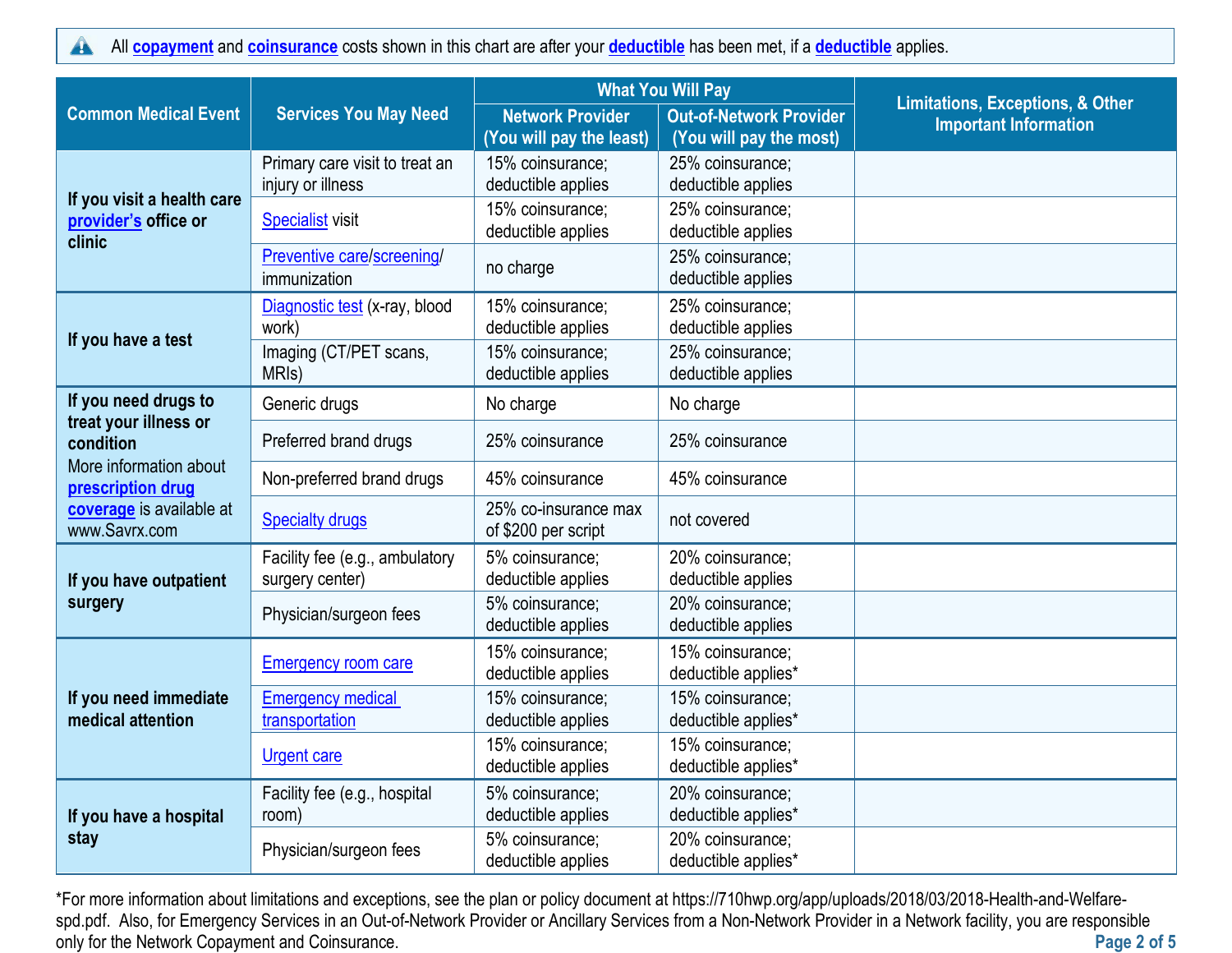All **copayment** and **coinsurance** costs shown in this chart are after your **deductible** has been met, if a **deductible** applies.

| Common Medical Event | Services You May Need | What You Will Pay | | Limitations, Exceptions, & Other Important Information |
|---|---|---|---|---|
| | | Network Provider (You will pay the least) | Out-of-Network Provider (You will pay the most) | |
| **If you visit a health care provider's office or clinic** | Primary care visit to treat an injury or illness | 15% coinsurance; deductible applies | 25% coinsurance; deductible applies | |
| | Specialist visit | 15% coinsurance; deductible applies | 25% coinsurance; deductible applies | |
| | Preventive care/screening/ immunization | no charge | 25% coinsurance; deductible applies | |
| **If you have a test** | Diagnostic test (x-ray, blood work) | 15% coinsurance; deductible applies | 25% coinsurance; deductible applies | |
| | Imaging (CT/PET scans, MRIs) | 15% coinsurance; deductible applies | 25% coinsurance; deductible applies | |
| **If you need drugs to treat your illness or condition** More information about **prescription drug coverage** is available at www.Savrx.com | Generic drugs | No charge | No charge | |
| | Preferred brand drugs | 25% coinsurance | 25% coinsurance | |
| | Non-preferred brand drugs | 45% coinsurance | 45% coinsurance | |
| | Specialty drugs | 25% co-insurance max of $200 per script | not covered | |
| **If you have outpatient surgery** | Facility fee (e.g., ambulatory surgery center) | 5% coinsurance; deductible applies | 20% coinsurance; deductible applies | |
| | Physician/surgeon fees | 5% coinsurance; deductible applies | 20% coinsurance; deductible applies | |
| **If you need immediate medical attention** | Emergency room care | 15% coinsurance; deductible applies | 15% coinsurance; deductible applies* | |
| | Emergency medical transportation | 15% coinsurance; deductible applies | 15% coinsurance; deductible applies* | |
| | Urgent care | 15% coinsurance; deductible applies | 15% coinsurance; deductible applies* | |
| **If you have a hospital stay** | Facility fee (e.g., hospital room) | 5% coinsurance; deductible applies | 20% coinsurance; deductible applies* | |
| | Physician/surgeon fees | 5% coinsurance; deductible applies | 20% coinsurance; deductible applies* | |

*For more information about limitations and exceptions, see the plan or policy document at https://710hwp.org/app/uploads/2018/03/2018-Health-and-Welfare-spd.pdf. Also, for Emergency Services in an Out-of-Network Provider or Ancillary Services from a Non-Network Provider in a Network facility, you are responsible only for the Network Copayment and Coinsurance.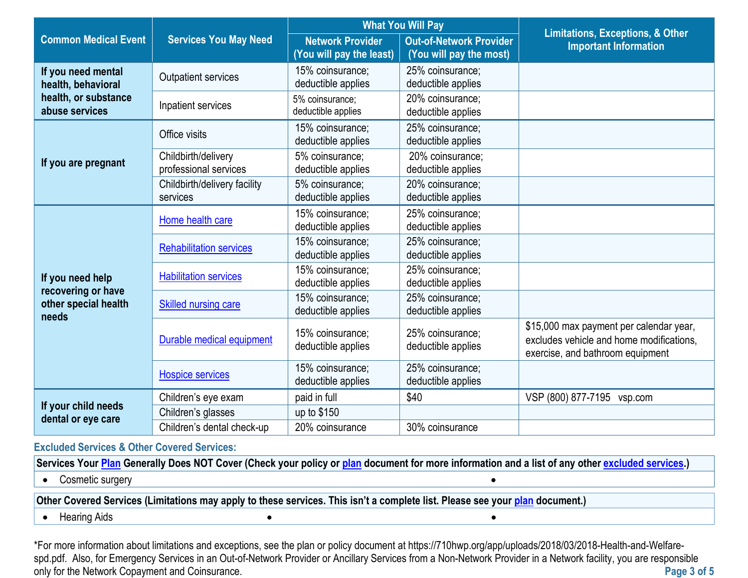| Common Medical Event | Services You May Need | What You Will Pay | | Limitations, Exceptions, & Other Important Information |
|---|---|---|---|---|
| | | Network Provider (You will pay the least) | Out-of-Network Provider (You will pay the most) | |
| If you need mental health, behavioral health, or substance abuse services | Outpatient services | 15% coinsurance; deductible applies | 25% coinsurance; deductible applies | |
| | Inpatient services | 5% coinsurance; deductible applies | 20% coinsurance; deductible applies | |
| If you are pregnant | Office visits | 15% coinsurance; deductible applies | 25% coinsurance; deductible applies | |
| | Childbirth/delivery professional services | 5% coinsurance; deductible applies | 20% coinsurance; deductible applies | |
| | Childbirth/delivery facility services | 5% coinsurance; deductible applies | 20% coinsurance; deductible applies | |
| If you need help recovering or have other special health needs | Home health care | 15% coinsurance; deductible applies | 25% coinsurance; deductible applies | |
| | Rehabilitation services | 15% coinsurance; deductible applies | 25% coinsurance; deductible applies | |
| | Habilitation services | 15% coinsurance; deductible applies | 25% coinsurance; deductible applies | |
| | Skilled nursing care | 15% coinsurance; deductible applies | 25% coinsurance; deductible applies | |
| | Durable medical equipment | 15% coinsurance; deductible applies | 25% coinsurance; deductible applies | $15,000 max payment per calendar year, excludes vehicle and home modifications, exercise, and bathroom equipment |
| | Hospice services | 15% coinsurance; deductible applies | 25% coinsurance; deductible applies | |
| If your child needs dental or eye care | Children's eye exam | paid in full | $40 | VSP (800) 877-7195 vsp.com |
| | Children's glasses | up to $150 | | |
| | Children's dental check-up | 20% coinsurance | 30% coinsurance | |

**Excluded Services & Other Covered Services:**

| Services Your Plan Generally Does NOT Cover (Check your policy or plan document for more information and a list of any other excluded services.) |
|---|
| • Cosmetic surgery |

| Other Covered Services (Limitations may apply to these services. This isn't a complete list. Please see your plan document.) |
|---|
| • Hearing Aids |

*For more information about limitations and exceptions, see the plan or policy document at https://710hwp.org/app/uploads/2018/03/2018-Health-and-Welfare-spd.pdf. Also, for Emergency Services in an Out-of-Network Provider or Ancillary Services from a Non-Network Provider in a Network facility, you are responsible only for the Network Copayment and Coinsurance.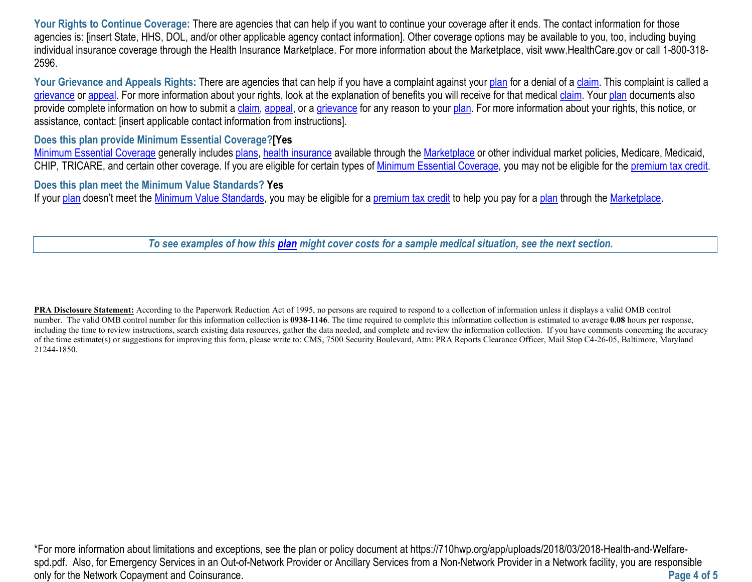**Your Rights to Continue Coverage:** There are agencies that can help if you want to continue your coverage after it ends. The contact information for those agencies is: [insert State, HHS, DOL, and/or other applicable agency contact information]. Other coverage options may be available to you, too, including buying individual insurance coverage through the Health Insurance Marketplace. For more information about the Marketplace, visit www.HealthCare.gov or call 1-800-318-2596.

**Your Grievance and Appeals Rights:** There are agencies that can help if you have a complaint against your plan for a denial of a claim. This complaint is called a grievance or appeal. For more information about your rights, look at the explanation of benefits you will receive for that medical claim. Your plan documents also provide complete information on how to submit a claim, appeal, or a grievance for any reason to your plan. For more information about your rights, this notice, or assistance, contact: [insert applicable contact information from instructions].

**Does this plan provide Minimum Essential Coverage?[Yes**

Minimum Essential Coverage generally includes plans, health insurance available through the Marketplace or other individual market policies, Medicare, Medicaid, CHIP, TRICARE, and certain other coverage. If you are eligible for certain types of Minimum Essential Coverage, you may not be eligible for the premium tax credit.

**Does this plan meet the Minimum Value Standards? Yes**

If your plan doesn't meet the Minimum Value Standards, you may be eligible for a premium tax credit to help you pay for a plan through the Marketplace.

***To see examples of how this plan might cover costs for a sample medical situation, see the next section.***

**PRA Disclosure Statement:** According to the Paperwork Reduction Act of 1995, no persons are required to respond to a collection of information unless it displays a valid OMB control number. The valid OMB control number for this information collection is **0938-1146**. The time required to complete this information collection is estimated to average **0.08** hours per response, including the time to review instructions, search existing data resources, gather the data needed, and complete and review the information collection. If you have comments concerning the accuracy of the time estimate(s) or suggestions for improving this form, please write to: CMS, 7500 Security Boulevard, Attn: PRA Reports Clearance Officer, Mail Stop C4-26-05, Baltimore, Maryland 21244-1850.

*For more information about limitations and exceptions, see the plan or policy document at https://710hwp.org/app/uploads/2018/03/2018-Health-and-Welfare-spd.pdf. Also, for Emergency Services in an Out-of-Network Provider or Ancillary Services from a Non-Network Provider in a Network facility, you are responsible only for the Network Copayment and Coinsurance.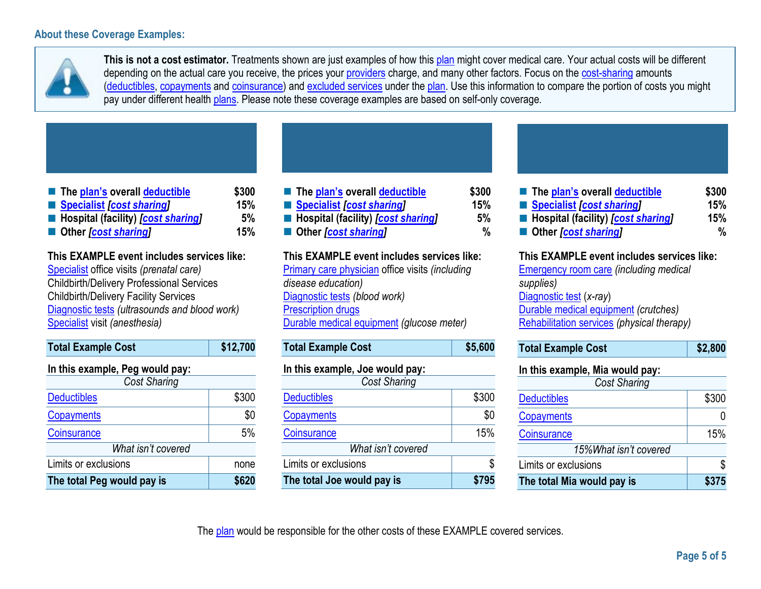### About these Coverage Examples:

**This is not a cost estimator.** Treatments shown are just examples of how this plan might cover medical care. Your actual costs will be different depending on the actual care you receive, the prices your providers charge, and many other factors. Focus on the cost-sharing amounts (deductibles, copayments and coinsurance) and excluded services under the plan. Use this information to compare the portion of costs you might pay under different health plans. Please note these coverage examples are based on self-only coverage.

| | |
|---|---|
| **The plan's overall deductible** | **$300** |
| **Specialist [cost sharing]** | **15%** |
| **Hospital (facility) [cost sharing]** | **5%** |
| **Other [cost sharing]** | **15%** |

**This EXAMPLE event includes services like:**
Specialist office visits *(prenatal care)*
Childbirth/Delivery Professional Services
Childbirth/Delivery Facility Services
Diagnostic tests *(ultrasounds and blood work)*
Specialist visit *(anesthesia)*

| **Total Example Cost** | **$12,700** |
|---|---|
| **In this example, Peg would pay:** | |
| *Cost Sharing* | |
| Deductibles | $300 |
| Copayments | $0 |
| Coinsurance | 5% |
| *What isn't covered* | |
| Limits or exclusions | none |
| **The total Peg would pay is** | **$620** |

| | |
|---|---|
| **The plan's overall deductible** | **$300** |
| **Specialist [cost sharing]** | **15%** |
| **Hospital (facility) [cost sharing]** | **5%** |
| **Other [cost sharing]** | **%** |

**This EXAMPLE event includes services like:**
Primary care physician office visits *(including disease education)*
Diagnostic tests *(blood work)*
Prescription drugs
Durable medical equipment *(glucose meter)*

| **Total Example Cost** | **$5,600** |
|---|---|
| **In this example, Joe would pay:** | |
| *Cost Sharing* | |
| Deductibles | $300 |
| Copayments | $0 |
| Coinsurance | 15% |
| *What isn't covered* | |
| Limits or exclusions | $ |
| **The total Joe would pay is** | **$795** |

| | |
|---|---|
| **The plan's overall deductible** | **$300** |
| **Specialist [cost sharing]** | **15%** |
| **Hospital (facility) [cost sharing]** | **15%** |
| **Other [cost sharing]** | **%** |

**This EXAMPLE event includes services like:**
Emergency room care *(including medical supplies)*
Diagnostic test *(x-ray)*
Durable medical equipment *(crutches)*
Rehabilitation services *(physical therapy)*

| **Total Example Cost** | **$2,800** |
|---|---|
| **In this example, Mia would pay:** | |
| *Cost Sharing* | |
| Deductibles | $300 |
| Copayments | 0 |
| Coinsurance | 15% |
| *15%What isn't covered* | |
| Limits or exclusions | $ |
| **The total Mia would pay is** | **$375** |

The plan would be responsible for the other costs of these EXAMPLE covered services.